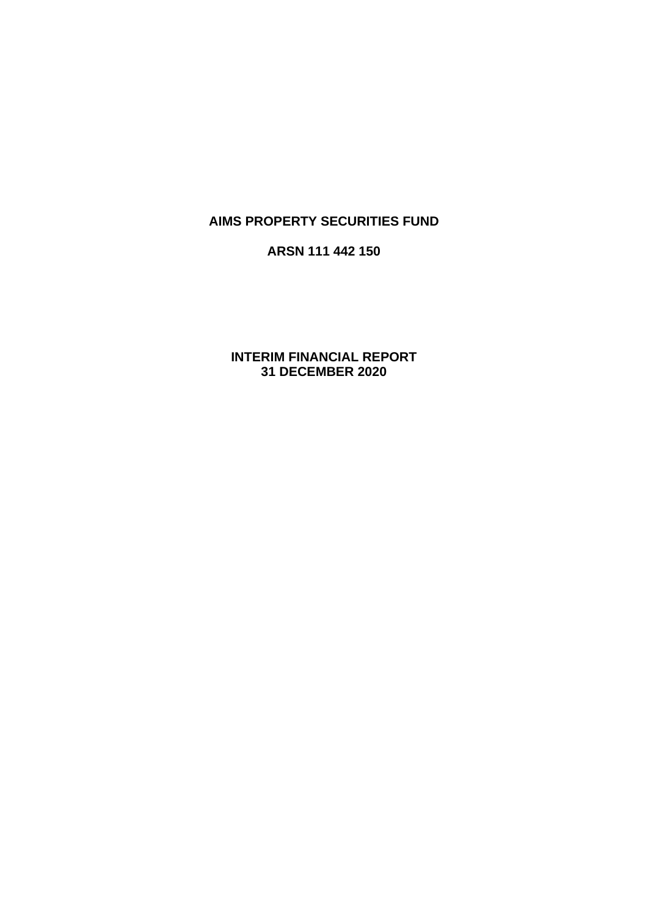# AIMS PROPERTY SECURITIES FUND

## ARSN 111 442 150

## INTERIM FINANCIAL REPORT
## 31 DECEMBER 2020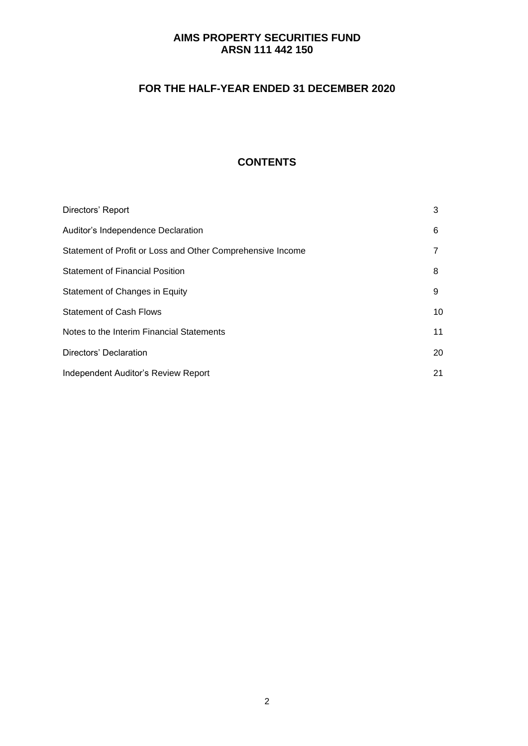# AIMS PROPERTY SECURITIES FUND
# ARSN 111 442 150

## FOR THE HALF-YEAR ENDED 31 DECEMBER 2020

## CONTENTS

| | |
|---|---|
| Directors' Report | 3 |
| Auditor's Independence Declaration | 6 |
| Statement of Profit or Loss and Other Comprehensive Income | 7 |
| Statement of Financial Position | 8 |
| Statement of Changes in Equity | 9 |
| Statement of Cash Flows | 10 |
| Notes to the Interim Financial Statements | 11 |
| Directors' Declaration | 20 |
| Independent Auditor's Review Report | 21 |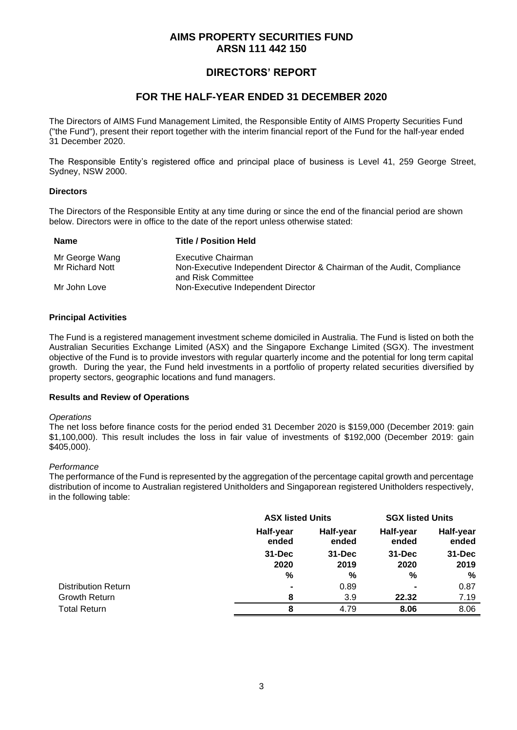# AIMS PROPERTY SECURITIES FUND
# ARSN 111 442 150

## DIRECTORS' REPORT

## FOR THE HALF-YEAR ENDED 31 DECEMBER 2020

The Directors of AIMS Fund Management Limited, the Responsible Entity of AIMS Property Securities Fund ("the Fund"), present their report together with the interim financial report of the Fund for the half-year ended 31 December 2020.

The Responsible Entity's registered office and principal place of business is Level 41, 259 George Street, Sydney, NSW 2000.

### Directors

The Directors of the Responsible Entity at any time during or since the end of the financial period are shown below. Directors were in office to the date of the report unless otherwise stated:

| Name | Title / Position Held |
|---|---|
| Mr George Wang | Executive Chairman |
| Mr Richard Nott | Non-Executive Independent Director & Chairman of the Audit, Compliance and Risk Committee |
| Mr John Love | Non-Executive Independent Director |

### Principal Activities

The Fund is a registered management investment scheme domiciled in Australia. The Fund is listed on both the Australian Securities Exchange Limited (ASX) and the Singapore Exchange Limited (SGX). The investment objective of the Fund is to provide investors with regular quarterly income and the potential for long term capital growth. During the year, the Fund held investments in a portfolio of property related securities diversified by property sectors, geographic locations and fund managers.

### Results and Review of Operations

*Operations*

The net loss before finance costs for the period ended 31 December 2020 is $159,000 (December 2019: gain $1,100,000). This result includes the loss in fair value of investments of $192,000 (December 2019: gain $405,000).

*Performance*

The performance of the Fund is represented by the aggregation of the percentage capital growth and percentage distribution of income to Australian registered Unitholders and Singaporean registered Unitholders respectively, in the following table:

| | ASX listed Units | | SGX listed Units | |
|---|---|---|---|---|
| | Half-year ended | Half-year ended | Half-year ended | Half-year ended |
| | 31-Dec 2020 | 31-Dec 2019 | 31-Dec 2020 | 31-Dec 2019 |
| | % | % | % | % |
| Distribution Return | - | 0.89 | - | 0.87 |
| Growth Return | 8 | 3.9 | 22.32 | 7.19 |
| Total Return | 8 | 4.79 | 8.06 | 8.06 |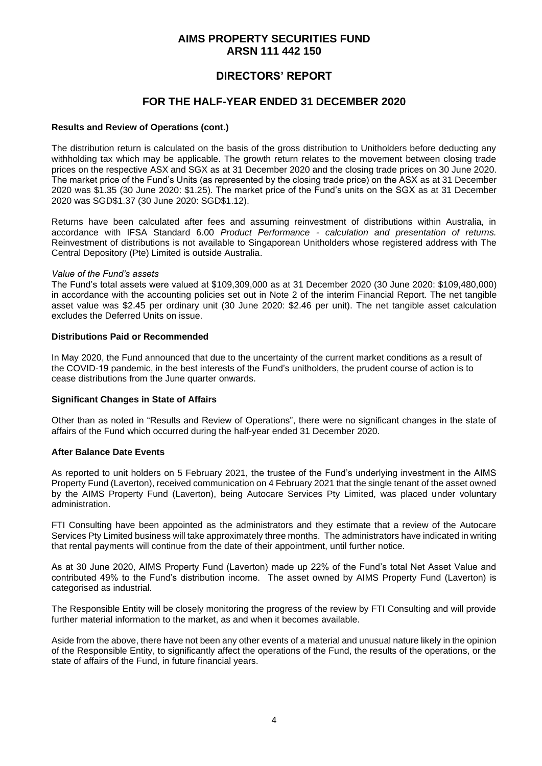# AIMS PROPERTY SECURITIES FUND
## ARSN 111 442 150

## DIRECTORS' REPORT

## FOR THE HALF-YEAR ENDED 31 DECEMBER 2020

**Results and Review of Operations (cont.)**

The distribution return is calculated on the basis of the gross distribution to Unitholders before deducting any withholding tax which may be applicable. The growth return relates to the movement between closing trade prices on the respective ASX and SGX as at 31 December 2020 and the closing trade prices on 30 June 2020. The market price of the Fund's Units (as represented by the closing trade price) on the ASX as at 31 December 2020 was $1.35 (30 June 2020: $1.25). The market price of the Fund's units on the SGX as at 31 December 2020 was SGD$1.37 (30 June 2020: SGD$1.12).

Returns have been calculated after fees and assuming reinvestment of distributions within Australia, in accordance with IFSA Standard 6.00 *Product Performance - calculation and presentation of returns.* Reinvestment of distributions is not available to Singaporean Unitholders whose registered address with The Central Depository (Pte) Limited is outside Australia.

*Value of the Fund's assets*

The Fund's total assets were valued at $109,309,000 as at 31 December 2020 (30 June 2020: $109,480,000) in accordance with the accounting policies set out in Note 2 of the interim Financial Report. The net tangible asset value was $2.45 per ordinary unit (30 June 2020: $2.46 per unit). The net tangible asset calculation excludes the Deferred Units on issue.

**Distributions Paid or Recommended**

In May 2020, the Fund announced that due to the uncertainty of the current market conditions as a result of the COVID-19 pandemic, in the best interests of the Fund's unitholders, the prudent course of action is to cease distributions from the June quarter onwards.

**Significant Changes in State of Affairs**

Other than as noted in "Results and Review of Operations", there were no significant changes in the state of affairs of the Fund which occurred during the half-year ended 31 December 2020.

**After Balance Date Events**

As reported to unit holders on 5 February 2021, the trustee of the Fund's underlying investment in the AIMS Property Fund (Laverton), received communication on 4 February 2021 that the single tenant of the asset owned by the AIMS Property Fund (Laverton), being Autocare Services Pty Limited, was placed under voluntary administration.

FTI Consulting have been appointed as the administrators and they estimate that a review of the Autocare Services Pty Limited business will take approximately three months. The administrators have indicated in writing that rental payments will continue from the date of their appointment, until further notice.

As at 30 June 2020, AIMS Property Fund (Laverton) made up 22% of the Fund's total Net Asset Value and contributed 49% to the Fund's distribution income. The asset owned by AIMS Property Fund (Laverton) is categorised as industrial.

The Responsible Entity will be closely monitoring the progress of the review by FTI Consulting and will provide further material information to the market, as and when it becomes available.

Aside from the above, there have not been any other events of a material and unusual nature likely in the opinion of the Responsible Entity, to significantly affect the operations of the Fund, the results of the operations, or the state of affairs of the Fund, in future financial years.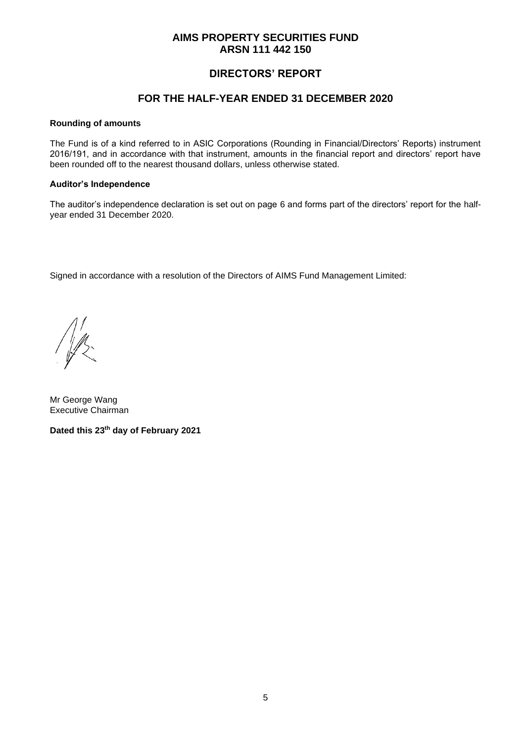# AIMS PROPERTY SECURITIES FUND
# ARSN 111 442 150

## DIRECTORS' REPORT

## FOR THE HALF-YEAR ENDED 31 DECEMBER 2020

**Rounding of amounts**

The Fund is of a kind referred to in ASIC Corporations (Rounding in Financial/Directors' Reports) instrument 2016/191, and in accordance with that instrument, amounts in the financial report and directors' report have been rounded off to the nearest thousand dollars, unless otherwise stated.

**Auditor's Independence**

The auditor's independence declaration is set out on page 6 and forms part of the directors' report for the half-year ended 31 December 2020.

Signed in accordance with a resolution of the Directors of AIMS Fund Management Limited:

Mr George Wang
Executive Chairman

**Dated this 23rd day of February 2021**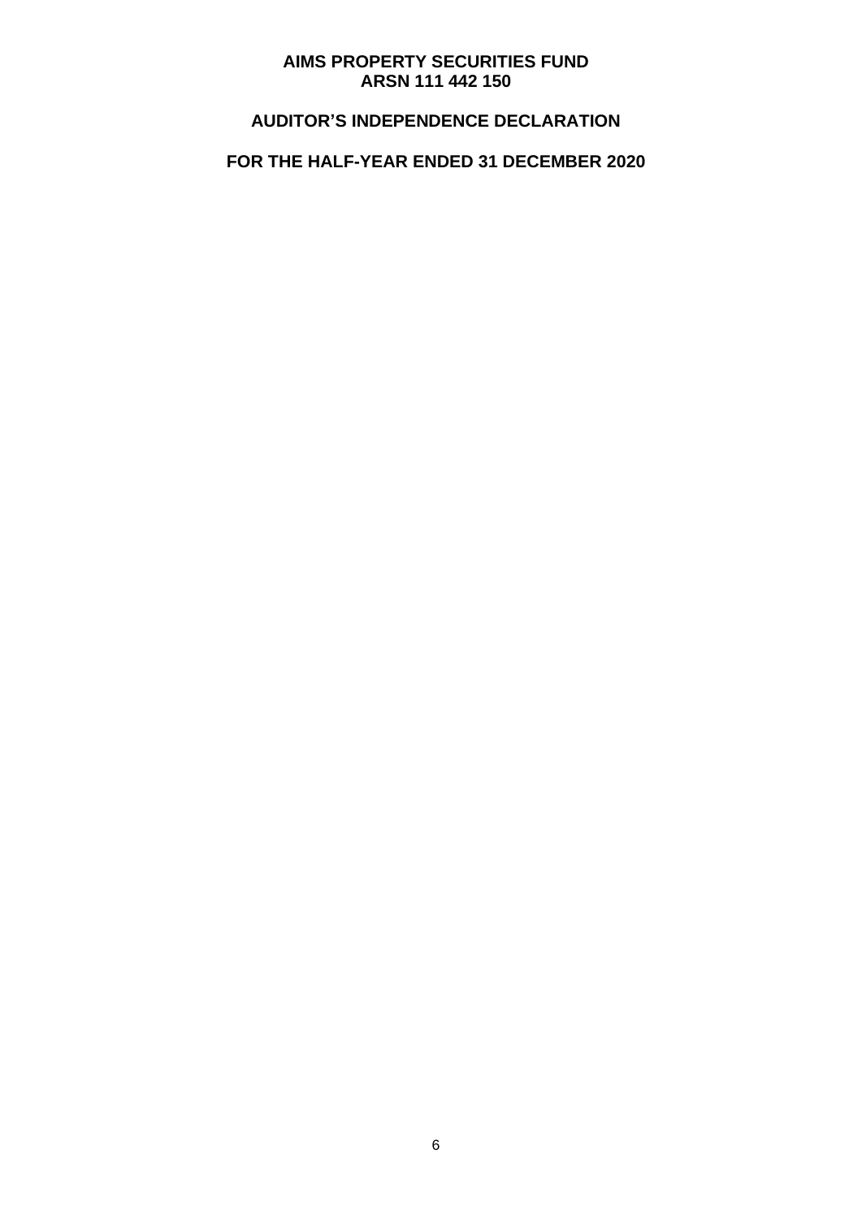**AIMS PROPERTY SECURITIES FUND**
**ARSN 111 442 150**

# AUDITOR'S INDEPENDENCE DECLARATION

## FOR THE HALF-YEAR ENDED 31 DECEMBER 2020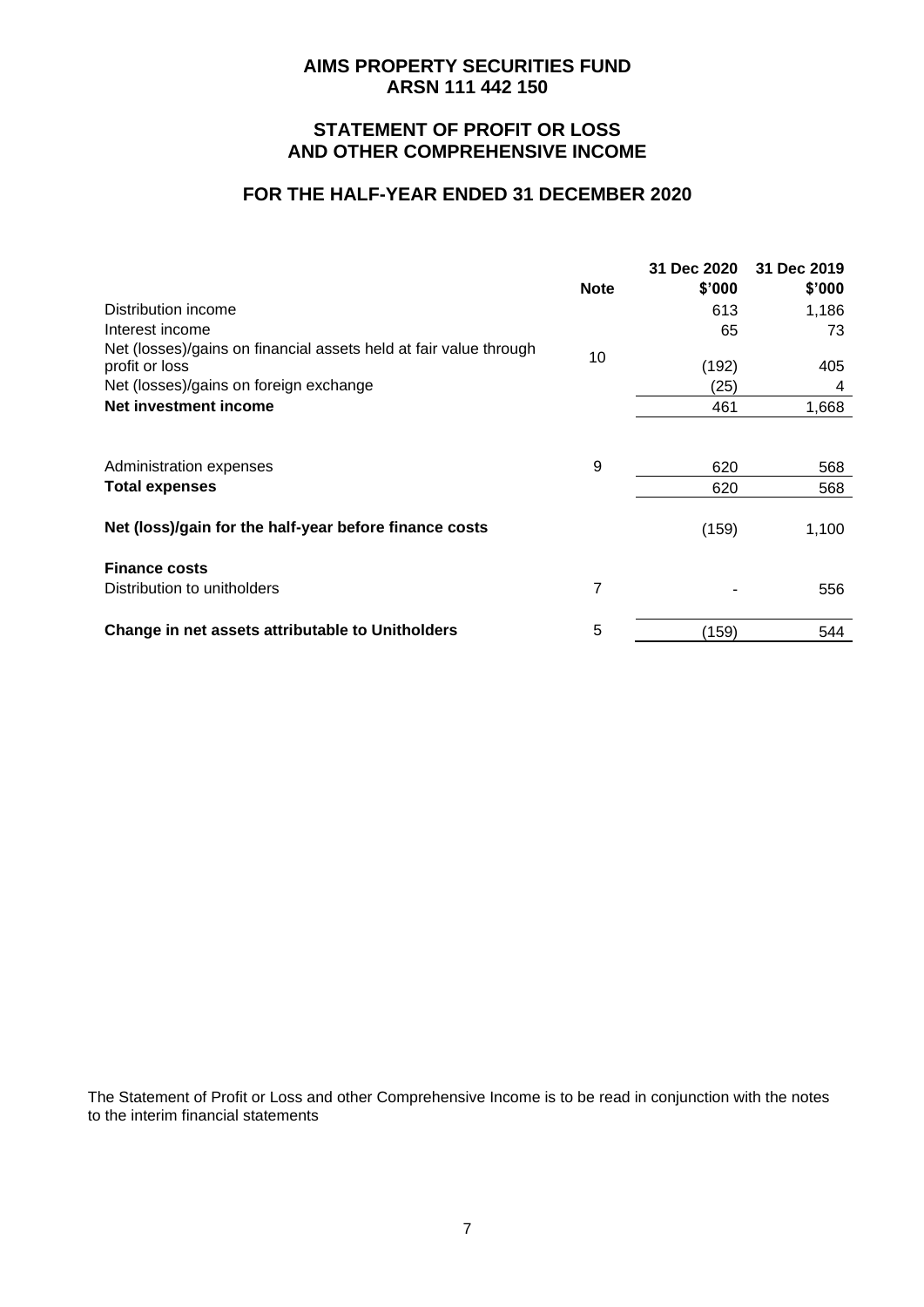# AIMS PROPERTY SECURITIES FUND
## ARSN 111 442 150

## STATEMENT OF PROFIT OR LOSS AND OTHER COMPREHENSIVE INCOME

## FOR THE HALF-YEAR ENDED 31 DECEMBER 2020

| | Note | 31 Dec 2020 $'000 | 31 Dec 2019 $'000 |
|---|---|---|---|
| Distribution income | | 613 | 1,186 |
| Interest income | | 65 | 73 |
| Net (losses)/gains on financial assets held at fair value through profit or loss | 10 | (192) | 405 |
| Net (losses)/gains on foreign exchange | | (25) | 4 |
| **Net investment income** | | 461 | 1,668 |
| | | | |
| Administration expenses | 9 | 620 | 568 |
| **Total expenses** | | 620 | 568 |
| | | | |
| **Net (loss)/gain for the half-year before finance costs** | | (159) | 1,100 |
| | | | |
| **Finance costs** | | | |
| Distribution to unitholders | 7 | - | 556 |
| | | | |
| **Change in net assets attributable to Unitholders** | 5 | (159) | 544 |

The Statement of Profit or Loss and other Comprehensive Income is to be read in conjunction with the notes to the interim financial statements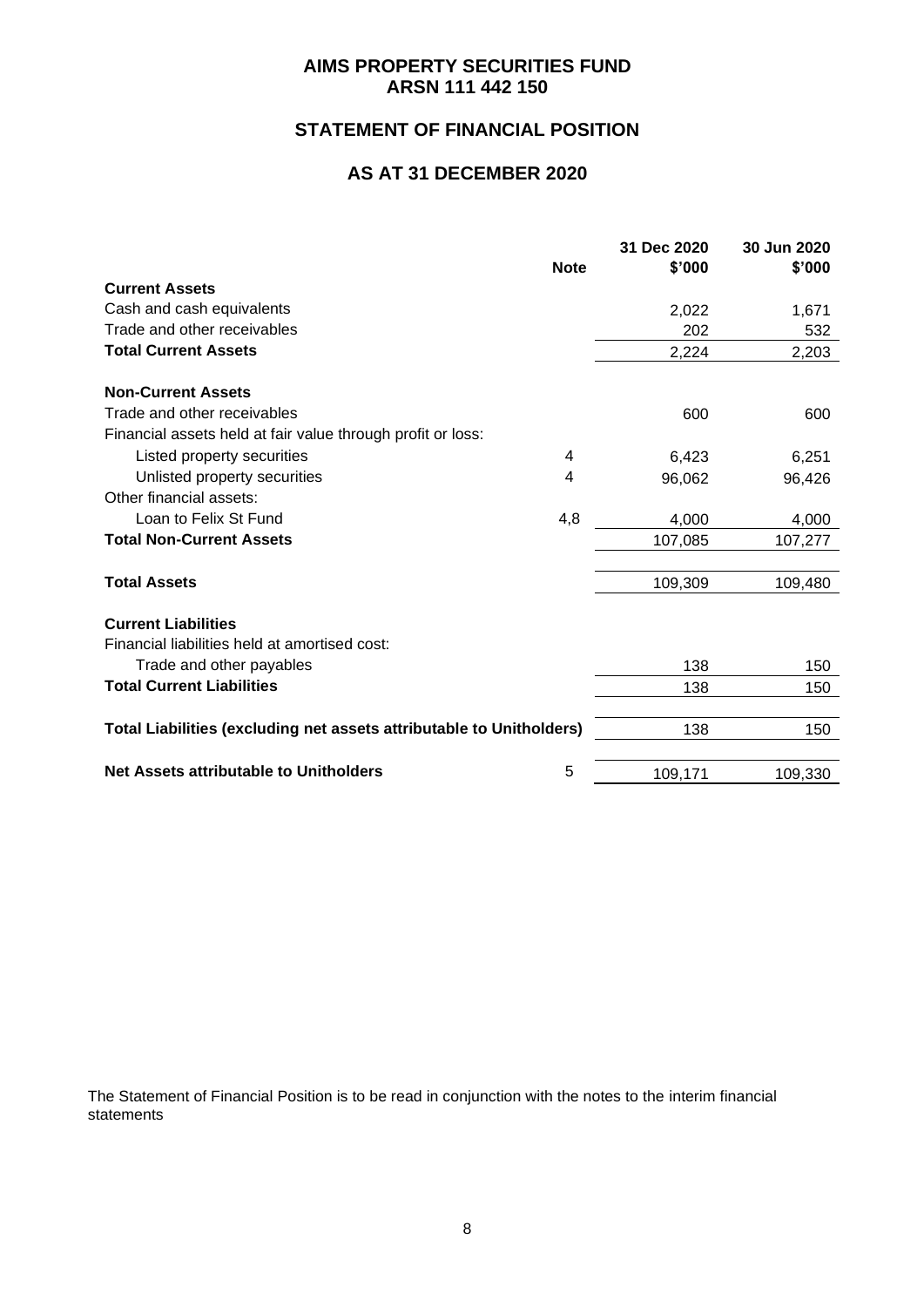# AIMS PROPERTY SECURITIES FUND
# ARSN 111 442 150

## STATEMENT OF FINANCIAL POSITION

## AS AT 31 DECEMBER 2020

| | Note | 31 Dec 2020 $'000 | 30 Jun 2020 $'000 |
|---|---|---|---|
| **Current Assets** | | | |
| Cash and cash equivalents | | 2,022 | 1,671 |
| Trade and other receivables | | 202 | 532 |
| **Total Current Assets** | | 2,224 | 2,203 |
| | | | |
| **Non-Current Assets** | | | |
| Trade and other receivables | | 600 | 600 |
| Financial assets held at fair value through profit or loss: | | | |
| Listed property securities | 4 | 6,423 | 6,251 |
| Unlisted property securities | 4 | 96,062 | 96,426 |
| Other financial assets: | | | |
| Loan to Felix St Fund | 4,8 | 4,000 | 4,000 |
| **Total Non-Current Assets** | | 107,085 | 107,277 |
| | | | |
| **Total Assets** | | 109,309 | 109,480 |
| | | | |
| **Current Liabilities** | | | |
| Financial liabilities held at amortised cost: | | | |
| Trade and other payables | | 138 | 150 |
| **Total Current Liabilities** | | 138 | 150 |
| | | | |
| **Total Liabilities (excluding net assets attributable to Unitholders)** | | 138 | 150 |
| | | | |
| **Net Assets attributable to Unitholders** | 5 | 109,171 | 109,330 |

The Statement of Financial Position is to be read in conjunction with the notes to the interim financial statements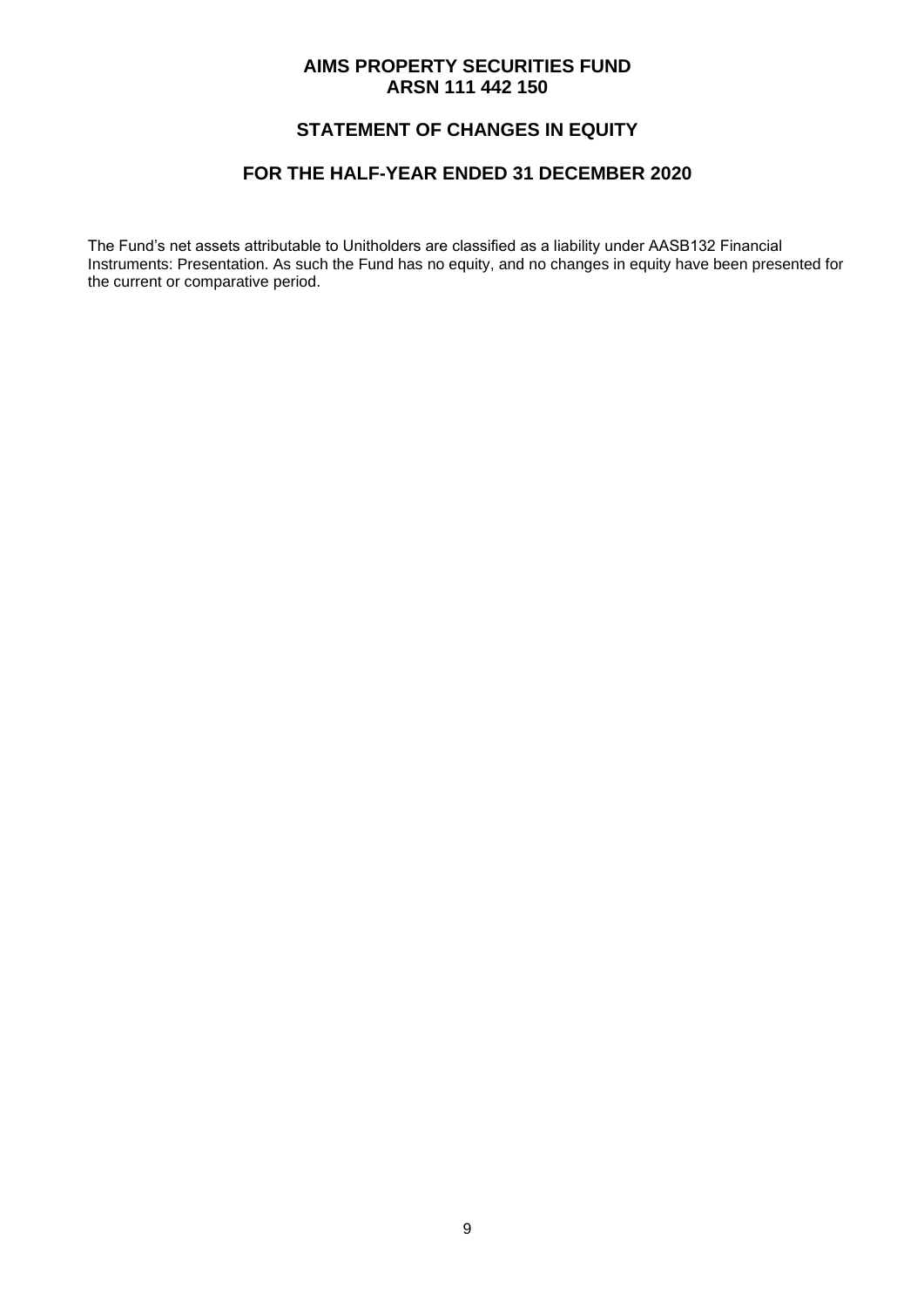# AIMS PROPERTY SECURITIES FUND
# ARSN 111 442 150

## STATEMENT OF CHANGES IN EQUITY

## FOR THE HALF-YEAR ENDED 31 DECEMBER 2020

The Fund's net assets attributable to Unitholders are classified as a liability under AASB132 Financial Instruments: Presentation. As such the Fund has no equity, and no changes in equity have been presented for the current or comparative period.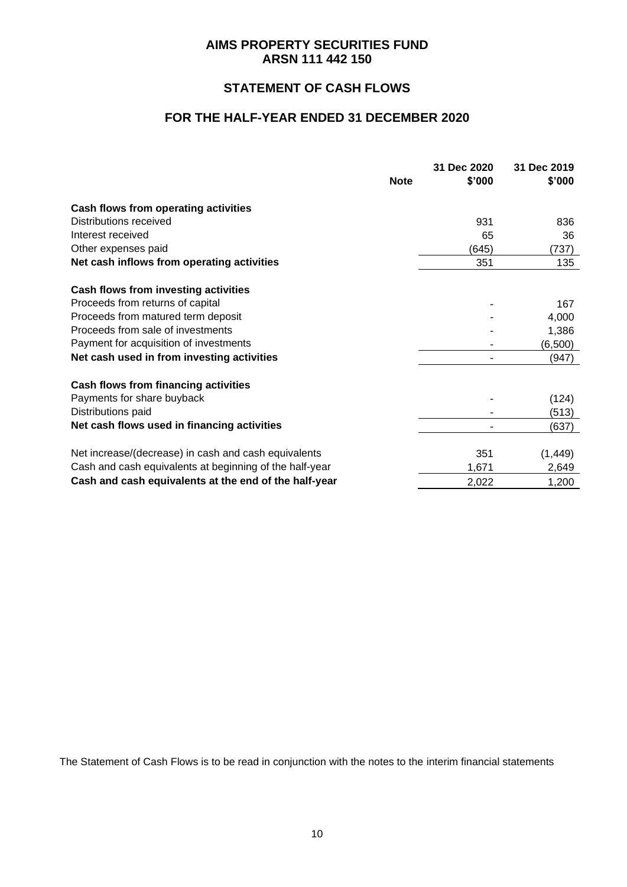# AIMS PROPERTY SECURITIES FUND
# ARSN 111 442 150

## STATEMENT OF CASH FLOWS

## FOR THE HALF-YEAR ENDED 31 DECEMBER 2020

| | Note | 31 Dec 2020 $'000 | 31 Dec 2019 $'000 |
|---|---|---|---|
| **Cash flows from operating activities** | | | |
| Distributions received | | 931 | 836 |
| Interest received | | 65 | 36 |
| Other expenses paid | | (645) | (737) |
| **Net cash inflows from operating activities** | | 351 | 135 |
| | | | |
| **Cash flows from investing activities** | | | |
| Proceeds from returns of capital | | - | 167 |
| Proceeds from matured term deposit | | - | 4,000 |
| Proceeds from sale of investments | | - | 1,386 |
| Payment for acquisition of investments | | - | (6,500) |
| **Net cash used in from investing activities** | | - | (947) |
| | | | |
| **Cash flows from financing activities** | | | |
| Payments for share buyback | | - | (124) |
| Distributions paid | | - | (513) |
| **Net cash flows used in financing activities** | | - | (637) |
| | | | |
| Net increase/(decrease) in cash and cash equivalents | | 351 | (1,449) |
| Cash and cash equivalents at beginning of the half-year | | 1,671 | 2,649 |
| **Cash and cash equivalents at the end of the half-year** | | 2,022 | 1,200 |

The Statement of Cash Flows is to be read in conjunction with the notes to the interim financial statements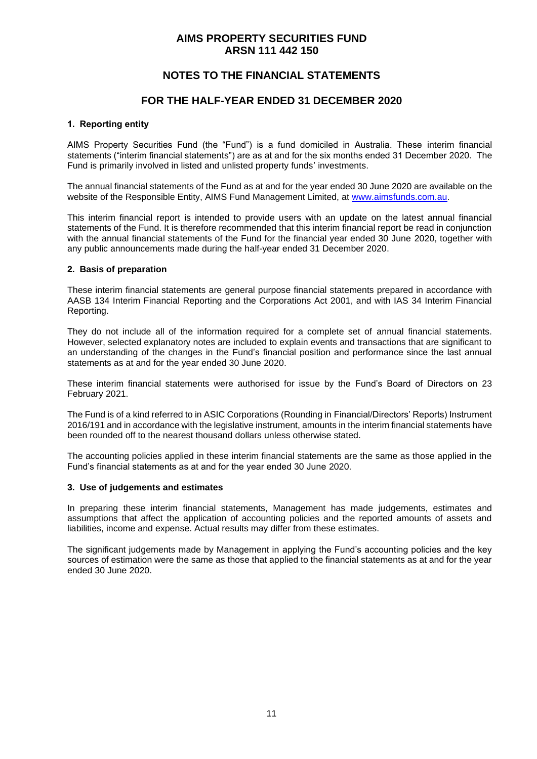# AIMS PROPERTY SECURITIES FUND
# ARSN 111 442 150

## NOTES TO THE FINANCIAL STATEMENTS

## FOR THE HALF-YEAR ENDED 31 DECEMBER 2020

### 1. Reporting entity

AIMS Property Securities Fund (the "Fund") is a fund domiciled in Australia. These interim financial statements ("interim financial statements") are as at and for the six months ended 31 December 2020. The Fund is primarily involved in listed and unlisted property funds' investments.

The annual financial statements of the Fund as at and for the year ended 30 June 2020 are available on the website of the Responsible Entity, AIMS Fund Management Limited, at www.aimsfunds.com.au.

This interim financial report is intended to provide users with an update on the latest annual financial statements of the Fund. It is therefore recommended that this interim financial report be read in conjunction with the annual financial statements of the Fund for the financial year ended 30 June 2020, together with any public announcements made during the half-year ended 31 December 2020.

### 2. Basis of preparation

These interim financial statements are general purpose financial statements prepared in accordance with AASB 134 Interim Financial Reporting and the Corporations Act 2001, and with IAS 34 Interim Financial Reporting.

They do not include all of the information required for a complete set of annual financial statements. However, selected explanatory notes are included to explain events and transactions that are significant to an understanding of the changes in the Fund's financial position and performance since the last annual statements as at and for the year ended 30 June 2020.

These interim financial statements were authorised for issue by the Fund's Board of Directors on 23 February 2021.

The Fund is of a kind referred to in ASIC Corporations (Rounding in Financial/Directors' Reports) Instrument 2016/191 and in accordance with the legislative instrument, amounts in the interim financial statements have been rounded off to the nearest thousand dollars unless otherwise stated.

The accounting policies applied in these interim financial statements are the same as those applied in the Fund's financial statements as at and for the year ended 30 June 2020.

### 3. Use of judgements and estimates

In preparing these interim financial statements, Management has made judgements, estimates and assumptions that affect the application of accounting policies and the reported amounts of assets and liabilities, income and expense. Actual results may differ from these estimates.

The significant judgements made by Management in applying the Fund's accounting policies and the key sources of estimation were the same as those that applied to the financial statements as at and for the year ended 30 June 2020.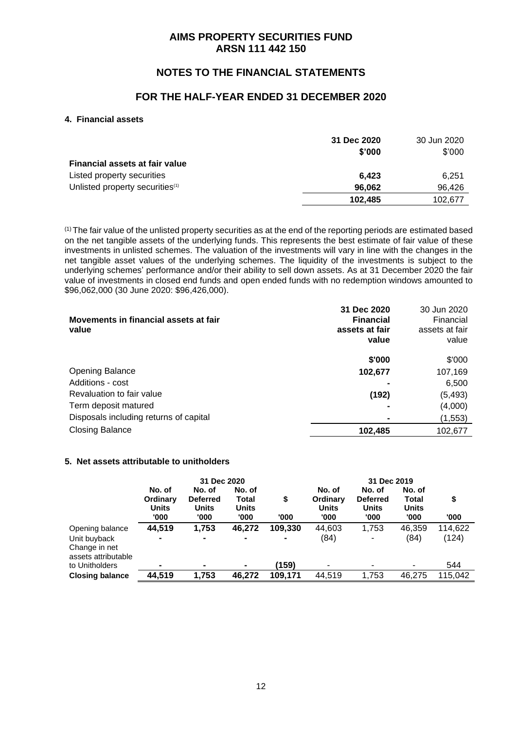# AIMS PROPERTY SECURITIES FUND
# ARSN 111 442 150

## NOTES TO THE FINANCIAL STATEMENTS

## FOR THE HALF-YEAR ENDED 31 DECEMBER 2020

### 4. Financial assets

| | **31 Dec 2020** | 30 Jun 2020 |
|---|---|---|
| | **$'000** | $'000 |
| **Financial assets at fair value** | | |
| Listed property securities | **6,423** | 6,251 |
| Unlisted property securities[1] | **96,062** | 96,426 |
| | **102,485** | 102,677 |

[1] The fair value of the unlisted property securities as at the end of the reporting periods are estimated based on the net tangible assets of the underlying funds. This represents the best estimate of fair value of these investments in unlisted schemes. The valuation of the investments will vary in line with the changes in the net tangible asset values of the underlying schemes. The liquidity of the investments is subject to the underlying schemes' performance and/or their ability to sell down assets. As at 31 December 2020 the fair value of investments in closed end funds and open ended funds with no redemption windows amounted to $96,062,000 (30 June 2020: $96,426,000).

| **Movements in financial assets at fair value** | **31 Dec 2020 Financial assets at fair value** | 30 Jun 2020 Financial assets at fair value |
|---|---|---|
| | **$'000** | $'000 |
| Opening Balance | **102,677** | 107,169 |
| Additions - cost | **-** | 6,500 |
| Revaluation to fair value | **(192)** | (5,493) |
| Term deposit matured | **-** | (4,000) |
| Disposals including returns of capital | **-** | (1,553) |
| Closing Balance | **102,485** | 102,677 |

### 5. Net assets attributable to unitholders

| | **31 Dec 2020** | | | | 31 Dec 2019 | | | |
|---|---|---|---|---|---|---|---|---|
| | **No. of Ordinary Units '000** | **No. of Deferred Units '000** | **No. of Total Units '000** | **$ '000** | No. of Ordinary Units '000 | No. of Deferred Units '000 | No. of Total Units '000 | $ '000 |
| Opening balance | **44,519** | **1,753** | **46,272** | **109,330** | 44,603 | 1,753 | 46,359 | 114,622 |
| Unit buyback | **-** | **-** | **-** | **-** | (84) | - | (84) | (124) |
| Change in net assets attributable to Unitholders | **-** | **-** | **-** | **(159)** | - | - | - | 544 |
| **Closing balance** | **44,519** | **1,753** | **46,272** | **109,171** | 44,519 | 1,753 | 46,275 | 115,042 |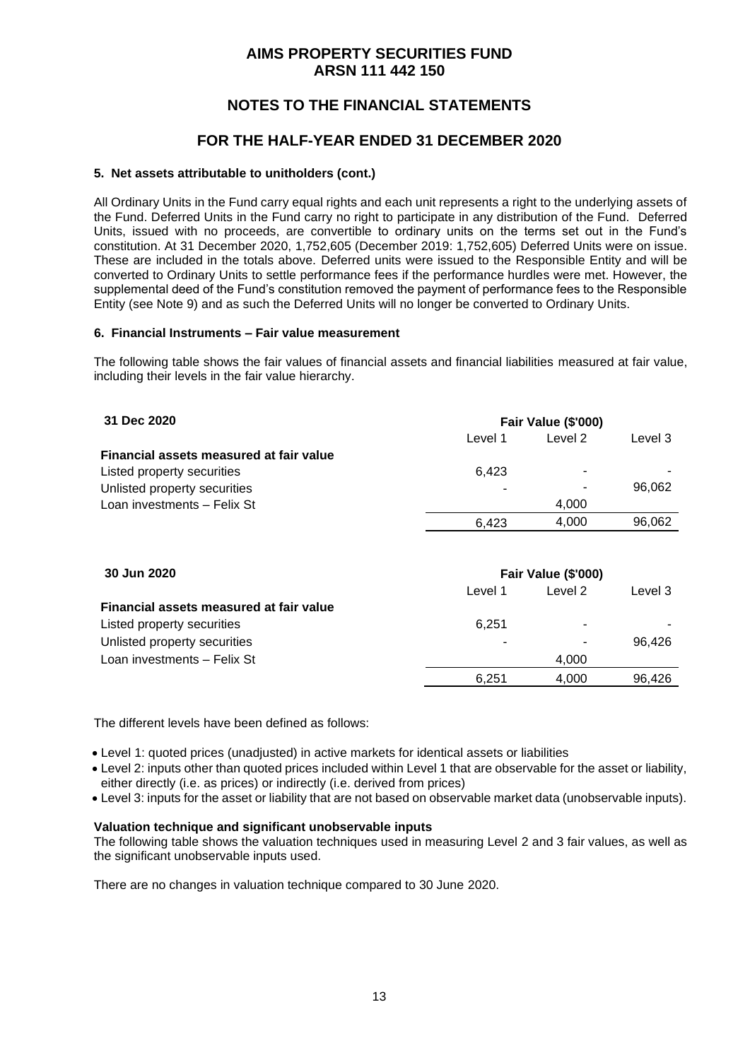# AIMS PROPERTY SECURITIES FUND
## ARSN 111 442 150

## NOTES TO THE FINANCIAL STATEMENTS

## FOR THE HALF-YEAR ENDED 31 DECEMBER 2020

### 5. Net assets attributable to unitholders (cont.)

All Ordinary Units in the Fund carry equal rights and each unit represents a right to the underlying assets of the Fund. Deferred Units in the Fund carry no right to participate in any distribution of the Fund. Deferred Units, issued with no proceeds, are convertible to ordinary units on the terms set out in the Fund's constitution. At 31 December 2020, 1,752,605 (December 2019: 1,752,605) Deferred Units were on issue. These are included in the totals above. Deferred units were issued to the Responsible Entity and will be converted to Ordinary Units to settle performance fees if the performance hurdles were met. However, the supplemental deed of the Fund's constitution removed the payment of performance fees to the Responsible Entity (see Note 9) and as such the Deferred Units will no longer be converted to Ordinary Units.

### 6. Financial Instruments – Fair value measurement

The following table shows the fair values of financial assets and financial liabilities measured at fair value, including their levels in the fair value hierarchy.

| **31 Dec 2020** | **Fair Value ($'000)** | | |
|---|---|---|---|
| | Level 1 | Level 2 | Level 3 |
| **Financial assets measured at fair value** | | | |
| Listed property securities | 6,423 | - | - |
| Unlisted property securities | - | - | 96,062 |
| Loan investments – Felix St | | 4,000 | |
| | 6,423 | 4,000 | 96,062 |

| **30 Jun 2020** | **Fair Value ($'000)** | | |
|---|---|---|---|
| | Level 1 | Level 2 | Level 3 |
| **Financial assets measured at fair value** | | | |
| Listed property securities | 6,251 | - | - |
| Unlisted property securities | - | - | 96,426 |
| Loan investments – Felix St | | 4,000 | |
| | 6,251 | 4,000 | 96,426 |

The different levels have been defined as follows:

- Level 1: quoted prices (unadjusted) in active markets for identical assets or liabilities
- Level 2: inputs other than quoted prices included within Level 1 that are observable for the asset or liability, either directly (i.e. as prices) or indirectly (i.e. derived from prices)
- Level 3: inputs for the asset or liability that are not based on observable market data (unobservable inputs).

**Valuation technique and significant unobservable inputs**

The following table shows the valuation techniques used in measuring Level 2 and 3 fair values, as well as the significant unobservable inputs used.

There are no changes in valuation technique compared to 30 June 2020.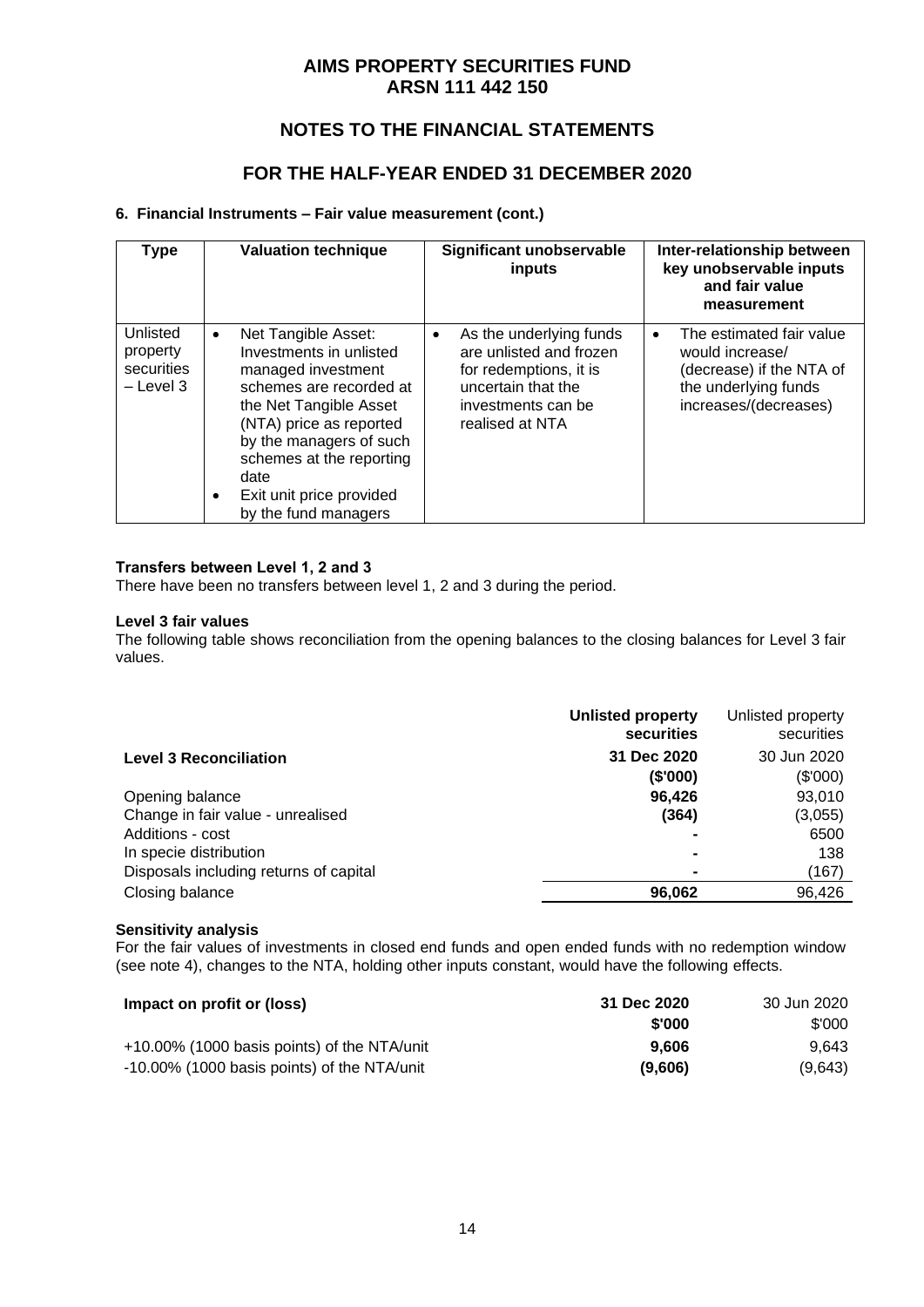# AIMS PROPERTY SECURITIES FUND
# ARSN 111 442 150

## NOTES TO THE FINANCIAL STATEMENTS

## FOR THE HALF-YEAR ENDED 31 DECEMBER 2020

### 6. Financial Instruments – Fair value measurement (cont.)

| Type | Valuation technique | Significant unobservable inputs | Inter-relationship between key unobservable inputs and fair value measurement |
|---|---|---|---|
| Unlisted property securities – Level 3 | • Net Tangible Asset: Investments in unlisted managed investment schemes are recorded at the Net Tangible Asset (NTA) price as reported by the managers of such schemes at the reporting date<br>• Exit unit price provided by the fund managers | • As the underlying funds are unlisted and frozen for redemptions, it is uncertain that the investments can be realised at NTA | • The estimated fair value would increase/ (decrease) if the NTA of the underlying funds increases/(decreases) |

**Transfers between Level 1, 2 and 3**

There have been no transfers between level 1, 2 and 3 during the period.

**Level 3 fair values**

The following table shows reconciliation from the opening balances to the closing balances for Level 3 fair values.

| | **Unlisted property securities** | Unlisted property securities |
|---|---|---|
| **Level 3 Reconciliation** | **31 Dec 2020 ($'000)** | 30 Jun 2020 ($'000) |
| Opening balance | **96,426** | 93,010 |
| Change in fair value - unrealised | **(364)** | (3,055) |
| Additions - cost | **-** | 6500 |
| In specie distribution | **-** | 138 |
| Disposals including returns of capital | **-** | (167) |
| Closing balance | **96,062** | 96,426 |

**Sensitivity analysis**

For the fair values of investments in closed end funds and open ended funds with no redemption window (see note 4), changes to the NTA, holding other inputs constant, would have the following effects.

| **Impact on profit or (loss)** | **31 Dec 2020 $'000** | 30 Jun 2020 $'000 |
|---|---|---|
| +10.00% (1000 basis points) of the NTA/unit | **9,606** | 9,643 |
| -10.00% (1000 basis points) of the NTA/unit | **(9,606)** | (9,643) |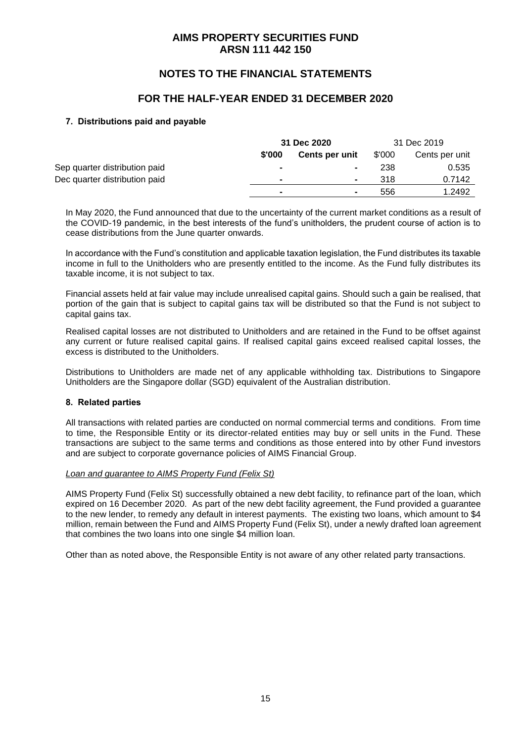# AIMS PROPERTY SECURITIES FUND
# ARSN 111 442 150

## NOTES TO THE FINANCIAL STATEMENTS

## FOR THE HALF-YEAR ENDED 31 DECEMBER 2020

### 7. Distributions paid and payable

| | **31 Dec 2020** | | 31 Dec 2019 | |
|---|---|---|---|---|
| | **$'000** | **Cents per unit** | $'000 | Cents per unit |
| Sep quarter distribution paid | **-** | **-** | 238 | 0.535 |
| Dec quarter distribution paid | **-** | **-** | 318 | 0.7142 |
| | **-** | **-** | 556 | 1.2492 |

In May 2020, the Fund announced that due to the uncertainty of the current market conditions as a result of the COVID-19 pandemic, in the best interests of the fund's unitholders, the prudent course of action is to cease distributions from the June quarter onwards.

In accordance with the Fund's constitution and applicable taxation legislation, the Fund distributes its taxable income in full to the Unitholders who are presently entitled to the income. As the Fund fully distributes its taxable income, it is not subject to tax.

Financial assets held at fair value may include unrealised capital gains. Should such a gain be realised, that portion of the gain that is subject to capital gains tax will be distributed so that the Fund is not subject to capital gains tax.

Realised capital losses are not distributed to Unitholders and are retained in the Fund to be offset against any current or future realised capital gains. If realised capital gains exceed realised capital losses, the excess is distributed to the Unitholders.

Distributions to Unitholders are made net of any applicable withholding tax. Distributions to Singapore Unitholders are the Singapore dollar (SGD) equivalent of the Australian distribution.

### 8. Related parties

All transactions with related parties are conducted on normal commercial terms and conditions. From time to time, the Responsible Entity or its director-related entities may buy or sell units in the Fund. These transactions are subject to the same terms and conditions as those entered into by other Fund investors and are subject to corporate governance policies of AIMS Financial Group.

*Loan and guarantee to AIMS Property Fund (Felix St)*

AIMS Property Fund (Felix St) successfully obtained a new debt facility, to refinance part of the loan, which expired on 16 December 2020. As part of the new debt facility agreement, the Fund provided a guarantee to the new lender, to remedy any default in interest payments. The existing two loans, which amount to $4 million, remain between the Fund and AIMS Property Fund (Felix St), under a newly drafted loan agreement that combines the two loans into one single $4 million loan.

Other than as noted above, the Responsible Entity is not aware of any other related party transactions.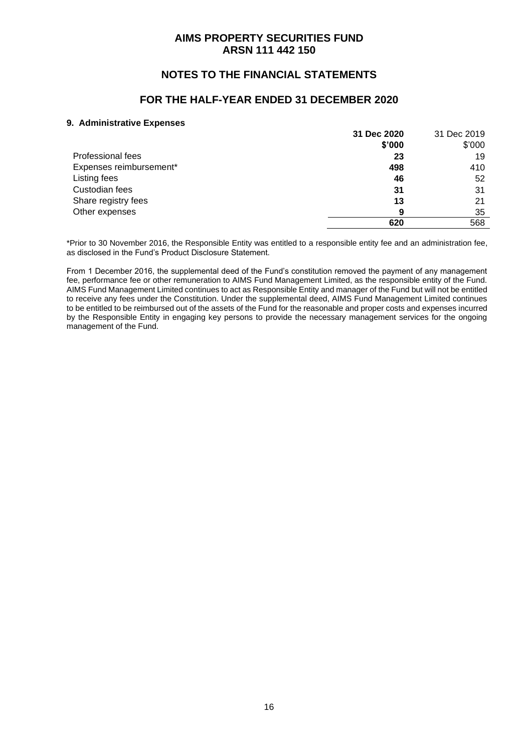# AIMS PROPERTY SECURITIES FUND
# ARSN 111 442 150

## NOTES TO THE FINANCIAL STATEMENTS

## FOR THE HALF-YEAR ENDED 31 DECEMBER 2020

### 9. Administrative Expenses

| | **31 Dec 2020** | 31 Dec 2019 |
|---|---|---|
| | **$'000** | $'000 |
| Professional fees | **23** | 19 |
| Expenses reimbursement* | **498** | 410 |
| Listing fees | **46** | 52 |
| Custodian fees | **31** | 31 |
| Share registry fees | **13** | 21 |
| Other expenses | **9** | 35 |
| | **620** | 568 |

*Prior to 30 November 2016, the Responsible Entity was entitled to a responsible entity fee and an administration fee, as disclosed in the Fund's Product Disclosure Statement.

From 1 December 2016, the supplemental deed of the Fund's constitution removed the payment of any management fee, performance fee or other remuneration to AIMS Fund Management Limited, as the responsible entity of the Fund. AIMS Fund Management Limited continues to act as Responsible Entity and manager of the Fund but will not be entitled to receive any fees under the Constitution. Under the supplemental deed, AIMS Fund Management Limited continues to be entitled to be reimbursed out of the assets of the Fund for the reasonable and proper costs and expenses incurred by the Responsible Entity in engaging key persons to provide the necessary management services for the ongoing management of the Fund.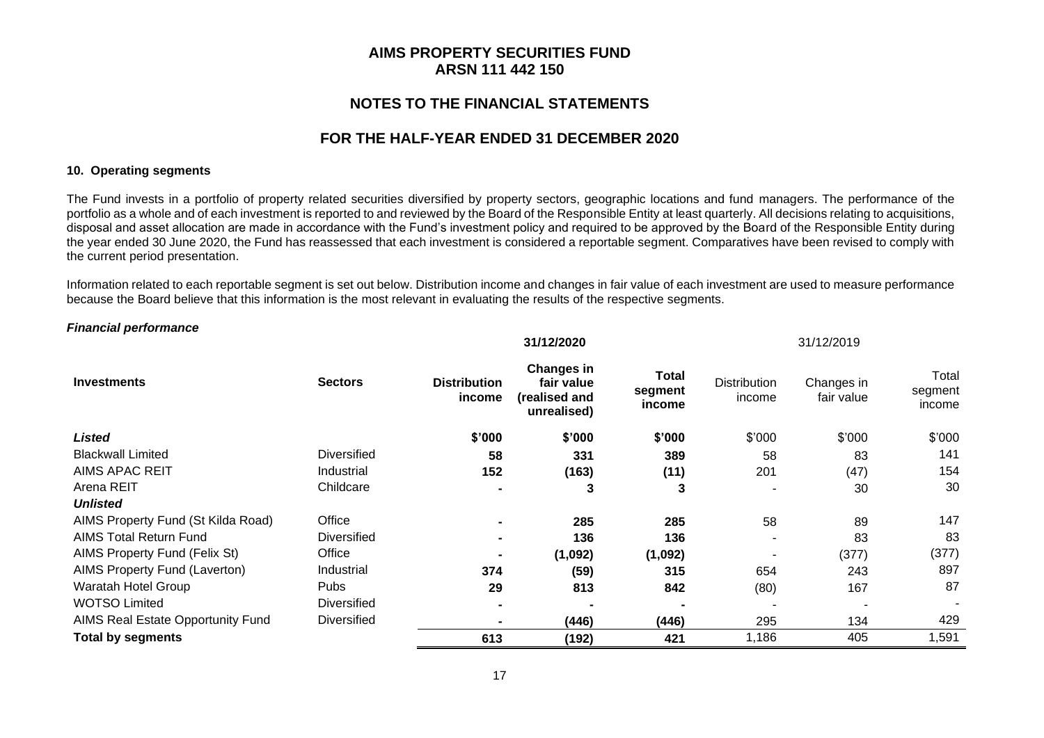# AIMS PROPERTY SECURITIES FUND
## ARSN 111 442 150

## NOTES TO THE FINANCIAL STATEMENTS

## FOR THE HALF-YEAR ENDED 31 DECEMBER 2020

### 10. Operating segments

The Fund invests in a portfolio of property related securities diversified by property sectors, geographic locations and fund managers. The performance of the portfolio as a whole and of each investment is reported to and reviewed by the Board of the Responsible Entity at least quarterly. All decisions relating to acquisitions, disposal and asset allocation are made in accordance with the Fund's investment policy and required to be approved by the Board of the Responsible Entity during the year ended 30 June 2020, the Fund has reassessed that each investment is considered a reportable segment. Comparatives have been revised to comply with the current period presentation.

Information related to each reportable segment is set out below. Distribution income and changes in fair value of each investment are used to measure performance because the Board believe that this information is the most relevant in evaluating the results of the respective segments.

***Financial performance***

| | | **31/12/2020** | | | 31/12/2019 | | |
|---|---|---|---|---|---|---|---|
| **Investments** | **Sectors** | **Distribution income** | **Changes in fair value (realised and unrealised)** | **Total segment income** | Distribution income | Changes in fair value | Total segment income |
| ***Listed*** | | **$'000** | **$'000** | **$'000** | $'000 | $'000 | $'000 |
| Blackwall Limited | Diversified | **58** | **331** | **389** | 58 | 83 | 141 |
| AIMS APAC REIT | Industrial | **152** | **(163)** | **(11)** | 201 | (47) | 154 |
| Arena REIT | Childcare | **-** | **3** | **3** | - | 30 | 30 |
| ***Unlisted*** | | | | | | | |
| AIMS Property Fund (St Kilda Road) | Office | **-** | **285** | **285** | 58 | 89 | 147 |
| AIMS Total Return Fund | Diversified | **-** | **136** | **136** | - | 83 | 83 |
| AIMS Property Fund (Felix St) | Office | **-** | **(1,092)** | **(1,092)** | - | (377) | (377) |
| AIMS Property Fund (Laverton) | Industrial | **374** | **(59)** | **315** | 654 | 243 | 897 |
| Waratah Hotel Group | Pubs | **29** | **813** | **842** | (80) | 167 | 87 |
| WOTSO Limited | Diversified | **-** | **-** | **-** | - | - | - |
| AIMS Real Estate Opportunity Fund | Diversified | **-** | **(446)** | **(446)** | 295 | 134 | 429 |
| **Total by segments** | | **613** | **(192)** | **421** | 1,186 | 405 | 1,591 |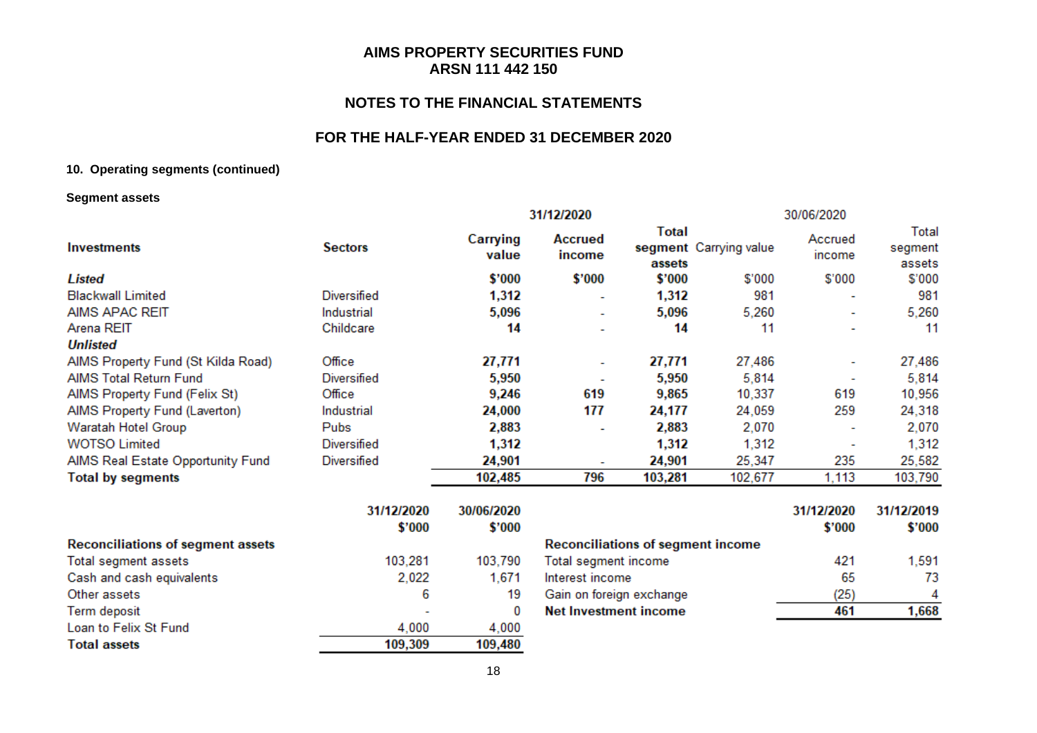### 10. Operating segments (continued)

**Segment assets**

| Investments | Sectors | 31/12/2020 Carrying value | 31/12/2020 Accrued income | 31/12/2020 Total segment assets | 30/06/2020 Carrying value | 30/06/2020 Accrued income | 30/06/2020 Total segment assets |
|---|---|---|---|---|---|---|---|
| ***Listed*** | | **$'000** | **$'000** | **$'000** | $'000 | $'000 | $'000 |
| Blackwall Limited | Diversified | **1,312** | - | **1,312** | 981 | - | 981 |
| AIMS APAC REIT | Industrial | **5,096** | - | **5,096** | 5,260 | - | 5,260 |
| Arena REIT | Childcare | **14** | - | **14** | 11 | - | 11 |
| ***Unlisted*** | | | | | | | |
| AIMS Property Fund (St Kilda Road) | Office | **27,771** | - | **27,771** | 27,486 | - | 27,486 |
| AIMS Total Return Fund | Diversified | **5,950** | - | **5,950** | 5,814 | - | 5,814 |
| AIMS Property Fund (Felix St) | Office | **9,246** | **619** | **9,865** | 10,337 | 619 | 10,956 |
| AIMS Property Fund (Laverton) | Industrial | **24,000** | **177** | **24,177** | 24,059 | 259 | 24,318 |
| Waratah Hotel Group | Pubs | **2,883** | - | **2,883** | 2,070 | - | 2,070 |
| WOTSO Limited | Diversified | **1,312** | - | **1,312** | 1,312 | - | 1,312 |
| AIMS Real Estate Opportunity Fund | Diversified | **24,901** | - | **24,901** | 25,347 | 235 | 25,582 |
| **Total by segments** | | **102,485** | **796** | **103,281** | 102,677 | 1,113 | 103,790 |

| Reconciliations of segment assets | 31/12/2020 $'000 | 30/06/2020 $'000 |
|---|---|---|
| Total segment assets | 103,281 | 103,790 |
| Cash and cash equivalents | 2,022 | 1,671 |
| Other assets | 6 | 19 |
| Term deposit | - | 0 |
| Loan to Felix St Fund | 4,000 | 4,000 |
| **Total assets** | **109,309** | **109,480** |

| Reconciliations of segment income | 31/12/2020 $'000 | 31/12/2019 $'000 |
|---|---|---|
| Total segment income | 421 | 1,591 |
| Interest income | 65 | 73 |
| Gain on foreign exchange | (25) | 4 |
| **Net Investment income** | **461** | **1,668** |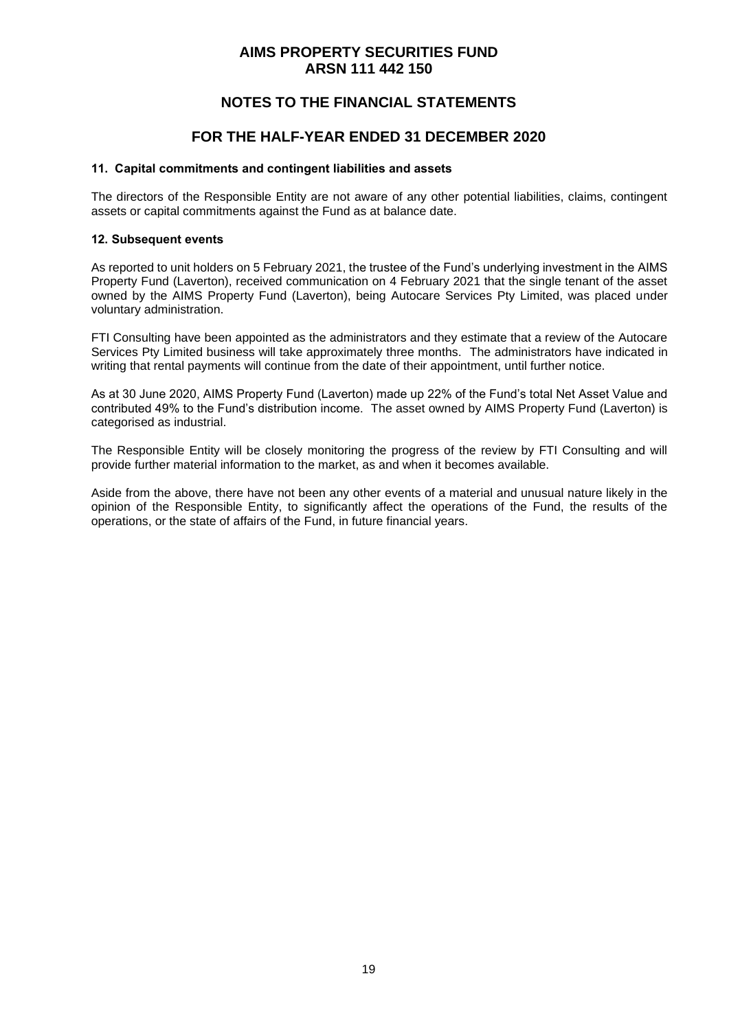# AIMS PROPERTY SECURITIES FUND
# ARSN 111 442 150

## NOTES TO THE FINANCIAL STATEMENTS

## FOR THE HALF-YEAR ENDED 31 DECEMBER 2020

### 11. Capital commitments and contingent liabilities and assets

The directors of the Responsible Entity are not aware of any other potential liabilities, claims, contingent assets or capital commitments against the Fund as at balance date.

### 12. Subsequent events

As reported to unit holders on 5 February 2021, the trustee of the Fund's underlying investment in the AIMS Property Fund (Laverton), received communication on 4 February 2021 that the single tenant of the asset owned by the AIMS Property Fund (Laverton), being Autocare Services Pty Limited, was placed under voluntary administration.

FTI Consulting have been appointed as the administrators and they estimate that a review of the Autocare Services Pty Limited business will take approximately three months. The administrators have indicated in writing that rental payments will continue from the date of their appointment, until further notice.

As at 30 June 2020, AIMS Property Fund (Laverton) made up 22% of the Fund's total Net Asset Value and contributed 49% to the Fund's distribution income. The asset owned by AIMS Property Fund (Laverton) is categorised as industrial.

The Responsible Entity will be closely monitoring the progress of the review by FTI Consulting and will provide further material information to the market, as and when it becomes available.

Aside from the above, there have not been any other events of a material and unusual nature likely in the opinion of the Responsible Entity, to significantly affect the operations of the Fund, the results of the operations, or the state of affairs of the Fund, in future financial years.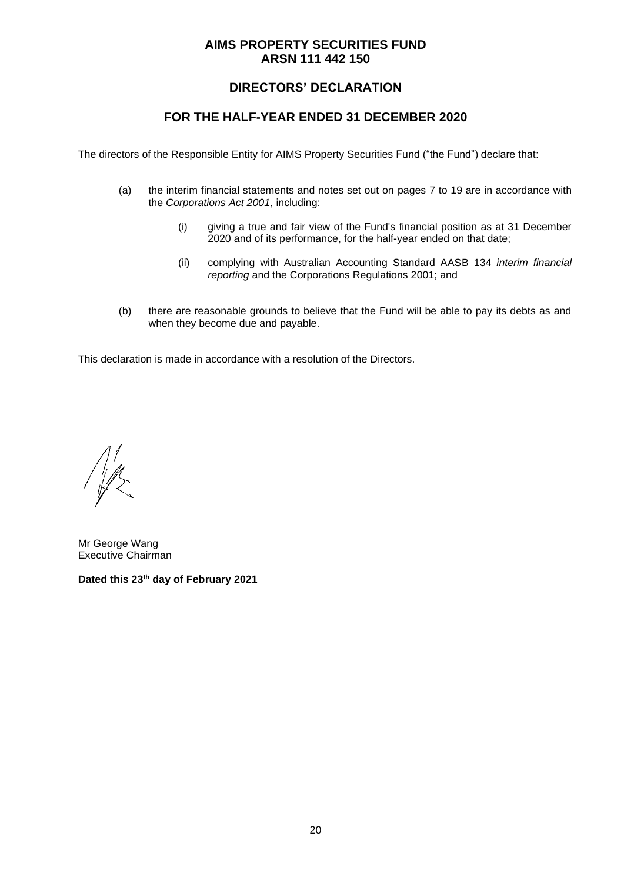# AIMS PROPERTY SECURITIES FUND
# ARSN 111 442 150

## DIRECTORS' DECLARATION

## FOR THE HALF-YEAR ENDED 31 DECEMBER 2020

The directors of the Responsible Entity for AIMS Property Securities Fund ("the Fund") declare that:

(a) the interim financial statements and notes set out on pages 7 to 19 are in accordance with the *Corporations Act 2001*, including:

   (i) giving a true and fair view of the Fund's financial position as at 31 December 2020 and of its performance, for the half-year ended on that date;

   (ii) complying with Australian Accounting Standard AASB 134 *interim financial reporting* and the Corporations Regulations 2001; and

(b) there are reasonable grounds to believe that the Fund will be able to pay its debts as and when they become due and payable.

This declaration is made in accordance with a resolution of the Directors.

Mr George Wang
Executive Chairman

**Dated this 23th day of February 2021**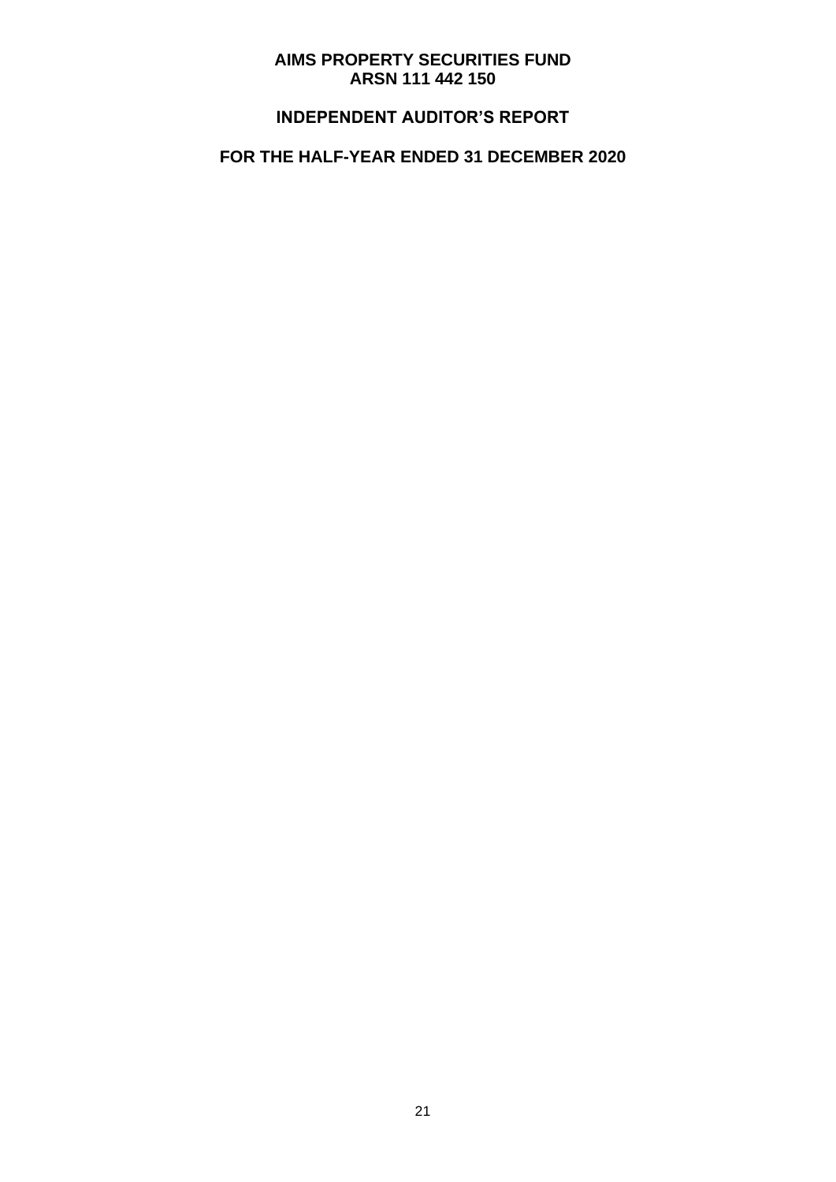**AIMS PROPERTY SECURITIES FUND**
**ARSN 111 442 150**

# INDEPENDENT AUDITOR'S REPORT

## FOR THE HALF-YEAR ENDED 31 DECEMBER 2020